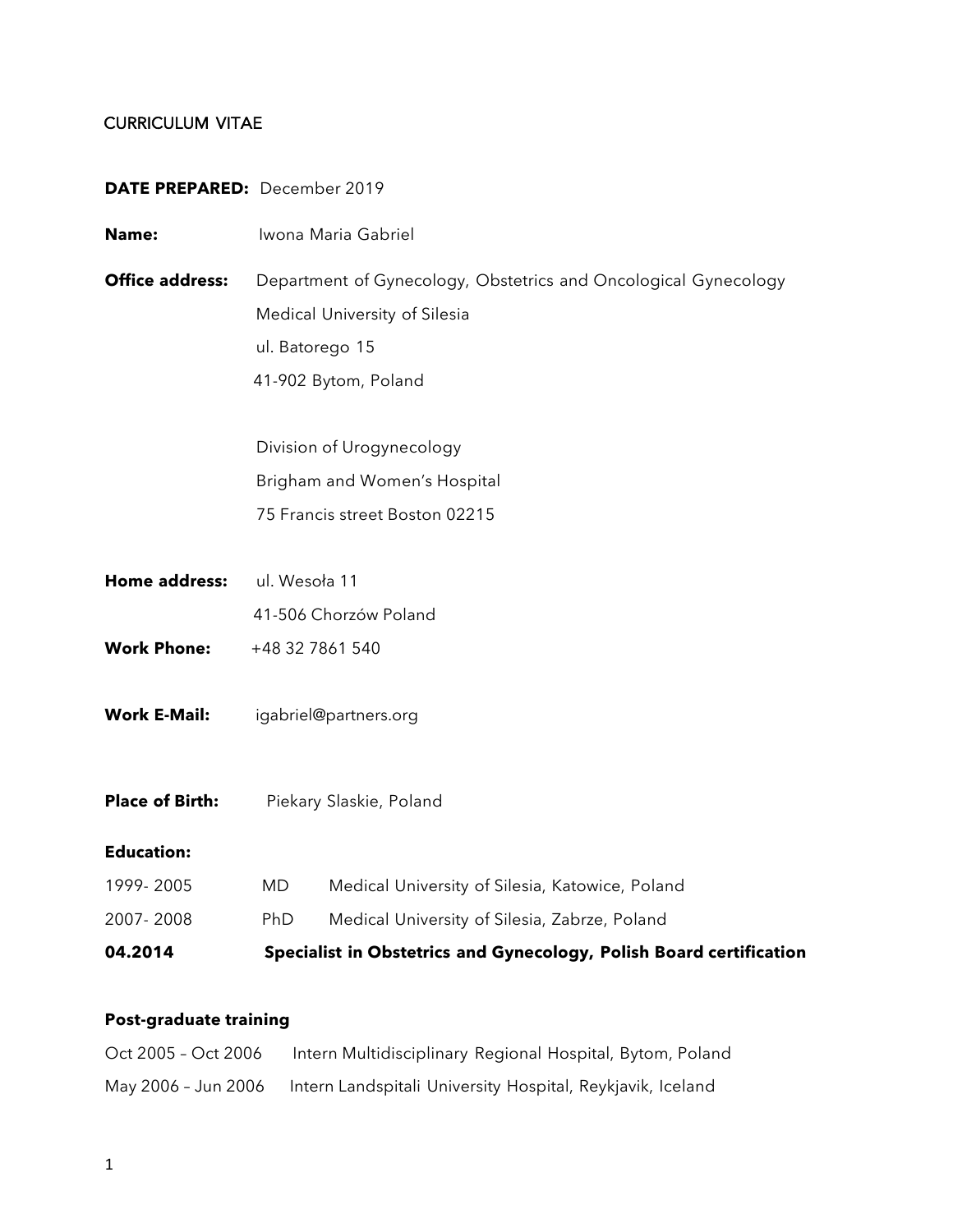CURRICULUM VITAE

**DATE PREPARED:** December 2019

**Name:** Iwona Maria Gabriel

**Office address:** Department of Gynecology, Obstetrics and Oncological Gynecology
Medical University of Silesia
ul. Batorego 15
41-902 Bytom, Poland

Division of Urogynecology
Brigham and Women's Hospital
75 Francis street Boston 02215

**Home address:** ul. Wesoła 11
41-506 Chorzów Poland

**Work Phone:** +48 32 7861 540

**Work E-Mail:** igabriel@partners.org

**Place of Birth:** Piekary Slaskie, Poland

**Education:**

| | | |
|---|---|---|
| 1999- 2005 | MD | Medical University of Silesia, Katowice, Poland |
| 2007- 2008 | PhD | Medical University of Silesia, Zabrze, Poland |
| **04.2014** | **Specialist in Obstetrics and Gynecology, Polish Board certification** | |

**Post-graduate training**

| | |
|---|---|
| Oct 2005 – Oct 2006 | Intern Multidisciplinary Regional Hospital, Bytom, Poland |
| May 2006 – Jun 2006 | Intern Landspitali University Hospital, Reykjavik, Iceland |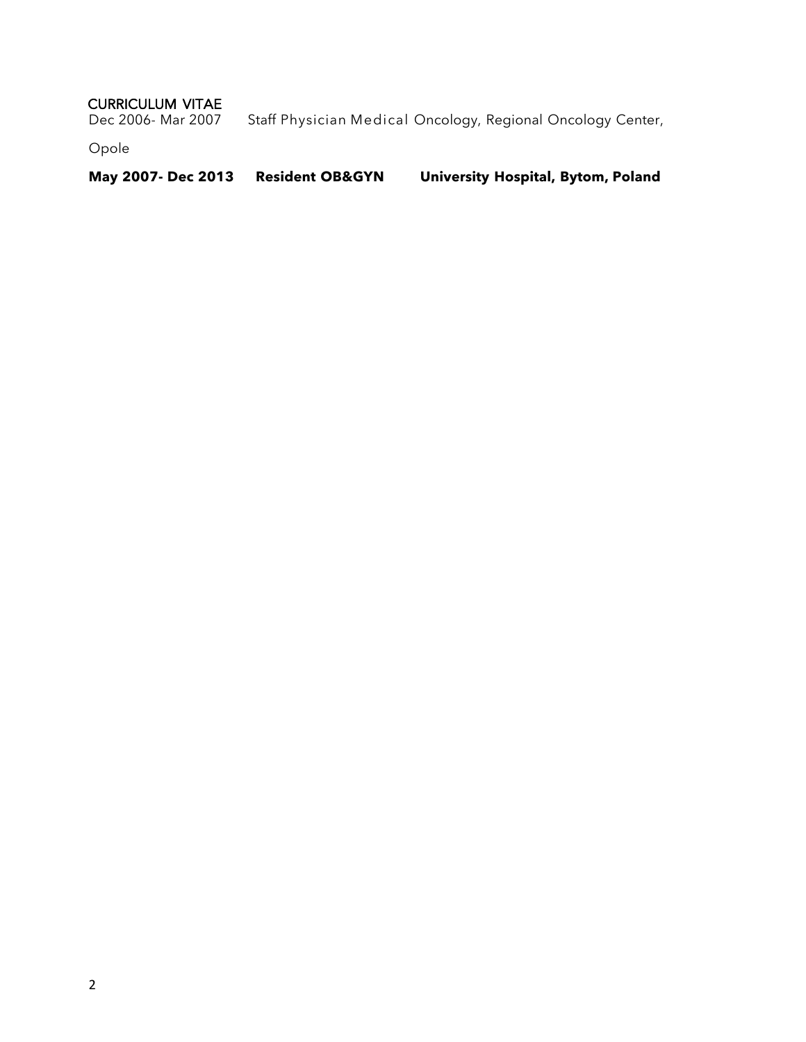CURRICULUM VITAE

Dec 2006- Mar 2007 Staff Physician Medical Oncology, Regional Oncology Center, Opole

**May 2007- Dec 2013 Resident OB&GYN University Hospital, Bytom, Poland**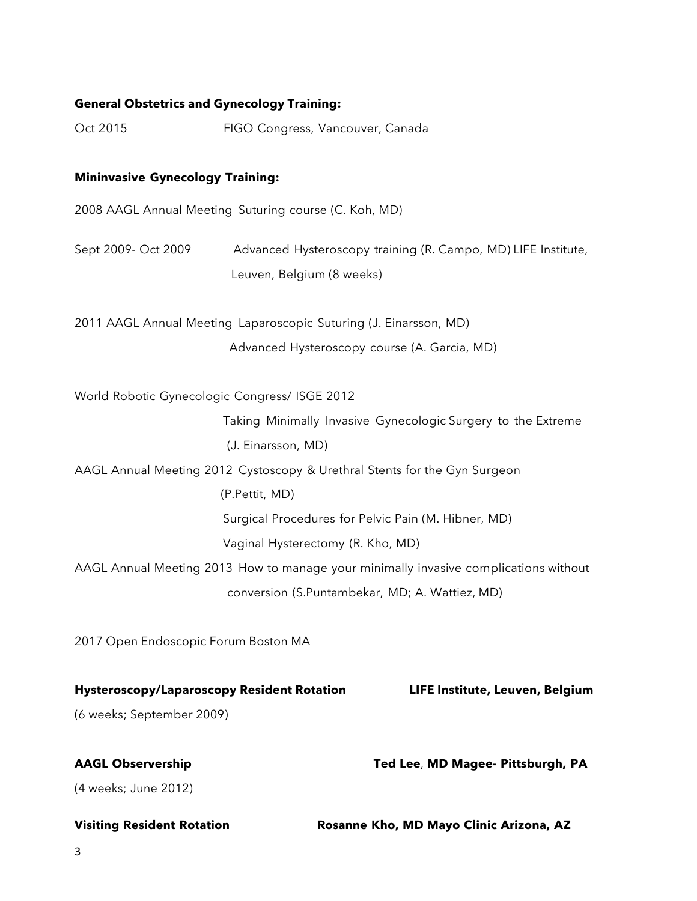**General Obstetrics and Gynecology Training:**

Oct 2015 FIGO Congress, Vancouver, Canada

**Mininvasive Gynecology Training:**

2008 AAGL Annual Meeting Suturing course (C. Koh, MD)

Sept 2009- Oct 2009 Advanced Hysteroscopy training (R. Campo, MD) LIFE Institute, Leuven, Belgium (8 weeks)

2011 AAGL Annual Meeting Laparoscopic Suturing (J. Einarsson, MD)
Advanced Hysteroscopy course (A. Garcia, MD)

World Robotic Gynecologic Congress/ ISGE 2012
Taking Minimally Invasive Gynecologic Surgery to the Extreme (J. Einarsson, MD)

AAGL Annual Meeting 2012 Cystoscopy & Urethral Stents for the Gyn Surgeon (P.Pettit, MD)
Surgical Procedures for Pelvic Pain (M. Hibner, MD)
Vaginal Hysterectomy (R. Kho, MD)

AAGL Annual Meeting 2013 How to manage your minimally invasive complications without conversion (S.Puntambekar, MD; A. Wattiez, MD)

2017 Open Endoscopic Forum Boston MA

**Hysteroscopy/Laparoscopy Resident Rotation** **LIFE Institute, Leuven, Belgium**

(6 weeks; September 2009)

**AAGL Observership** **Ted Lee, MD Magee- Pittsburgh, PA**

(4 weeks; June 2012)

**Visiting Resident Rotation** **Rosanne Kho, MD Mayo Clinic Arizona, AZ**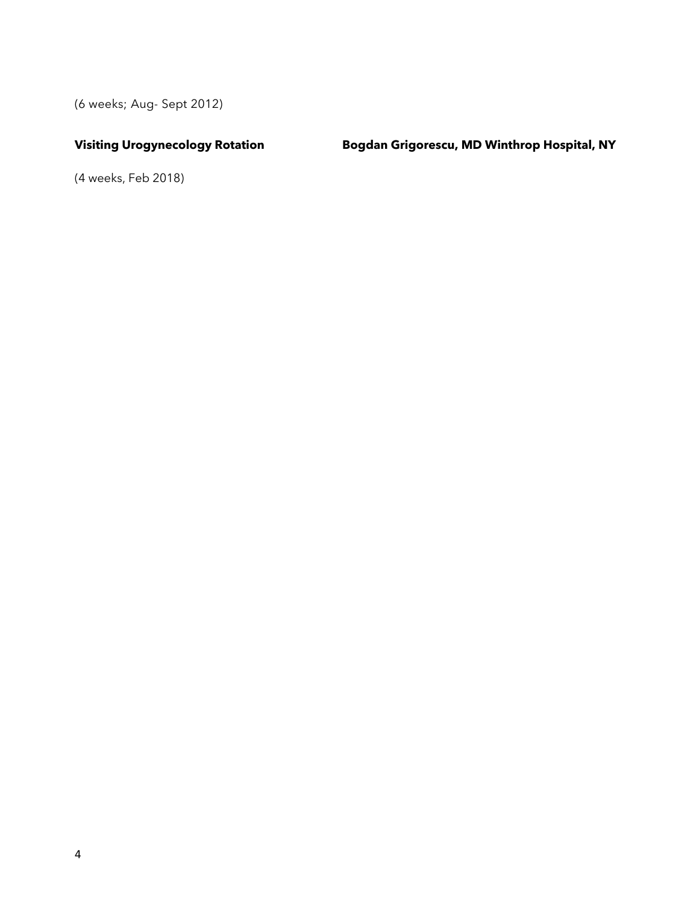(6 weeks; Aug- Sept 2012)

**Visiting Urogynecology Rotation** **Bogdan Grigorescu, MD Winthrop Hospital, NY**

(4 weeks, Feb 2018)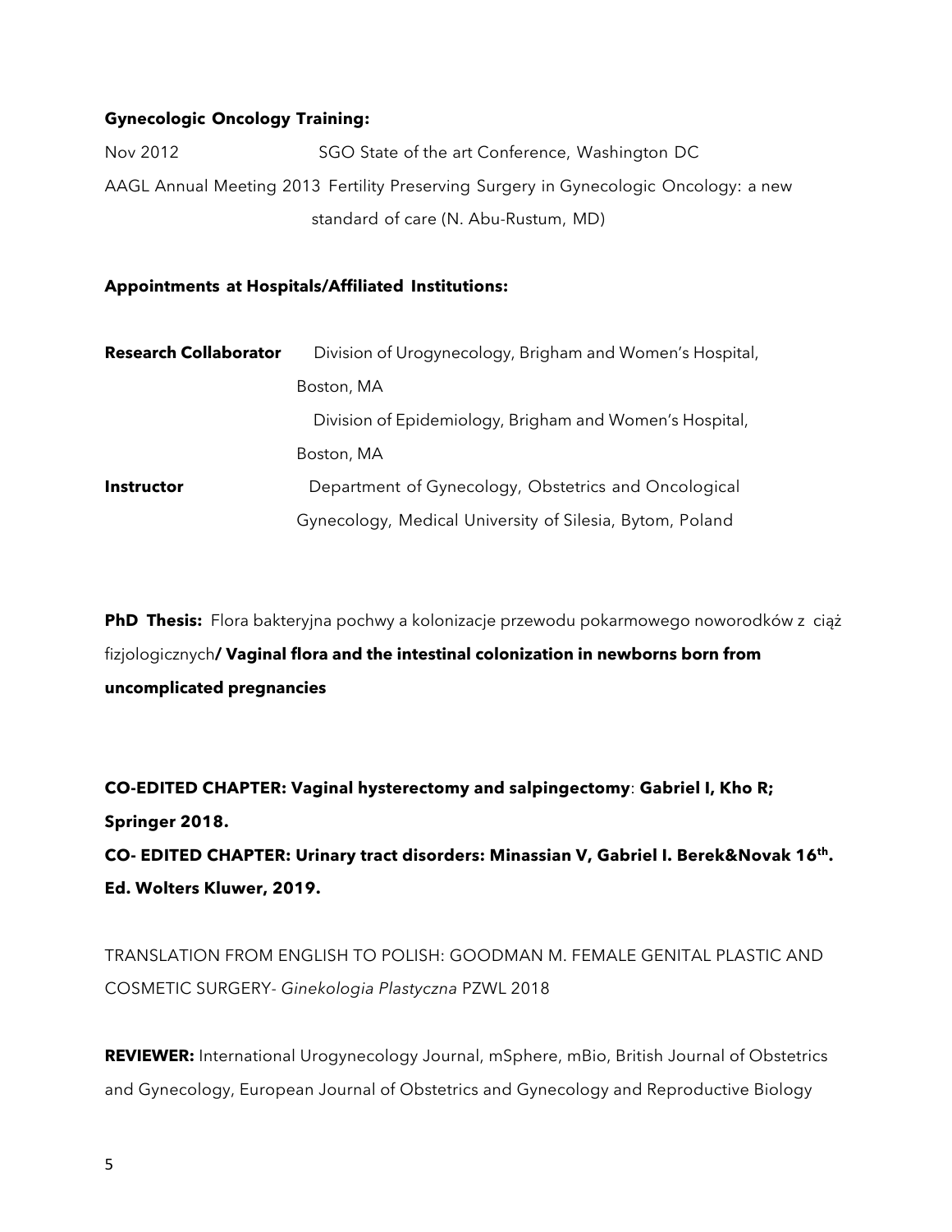**Gynecologic Oncology Training:**

Nov 2012 SGO State of the art Conference, Washington DC

AAGL Annual Meeting 2013 Fertility Preserving Surgery in Gynecologic Oncology: a new standard of care (N. Abu-Rustum, MD)

**Appointments at Hospitals/Affiliated Institutions:**

**Research Collaborator** Division of Urogynecology, Brigham and Women's Hospital, Boston, MA

Division of Epidemiology, Brigham and Women's Hospital, Boston, MA

**Instructor** Department of Gynecology, Obstetrics and Oncological Gynecology, Medical University of Silesia, Bytom, Poland

**PhD Thesis:** Flora bakteryjna pochwy a kolonizacje przewodu pokarmowego noworodków z ciąż fizjologicznych**/ Vaginal flora and the intestinal colonization in newborns born from uncomplicated pregnancies**

**CO-EDITED CHAPTER: Vaginal hysterectomy and salpingectomy**: **Gabriel I, Kho R; Springer 2018.**

**CO- EDITED CHAPTER: Urinary tract disorders: Minassian V, Gabriel I. Berek&Novak 16th. Ed. Wolters Kluwer, 2019.**

TRANSLATION FROM ENGLISH TO POLISH: GOODMAN M. FEMALE GENITAL PLASTIC AND COSMETIC SURGERY- *Ginekologia Plastyczna* PZWL 2018

**REVIEWER:** International Urogynecology Journal, mSphere, mBio, British Journal of Obstetrics and Gynecology, European Journal of Obstetrics and Gynecology and Reproductive Biology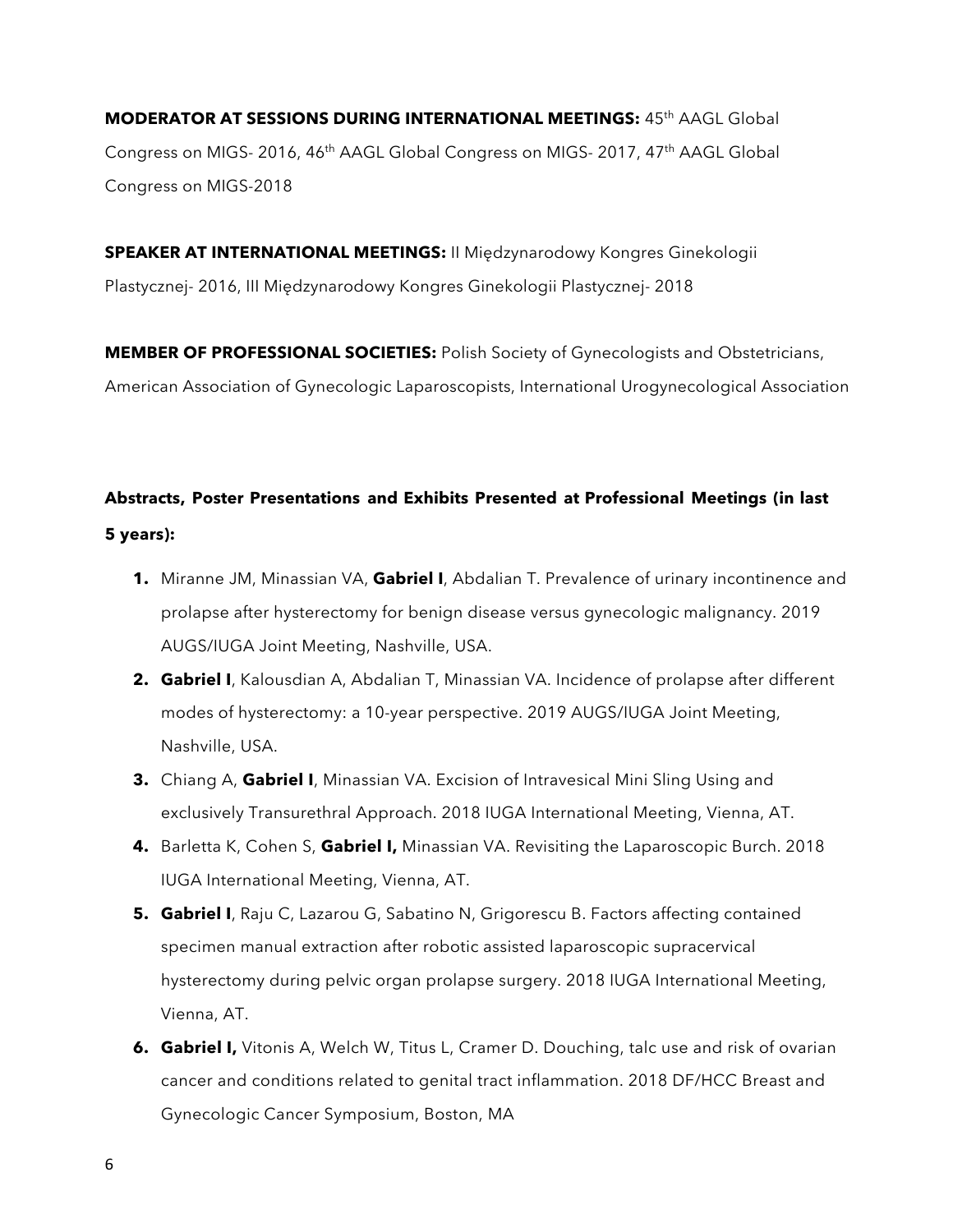**MODERATOR AT SESSIONS DURING INTERNATIONAL MEETINGS:** 45th AAGL Global Congress on MIGS- 2016, 46th AAGL Global Congress on MIGS- 2017, 47th AAGL Global Congress on MIGS-2018

**SPEAKER AT INTERNATIONAL MEETINGS:** II Międzynarodowy Kongres Ginekologii Plastycznej- 2016, III Międzynarodowy Kongres Ginekologii Plastycznej- 2018

**MEMBER OF PROFESSIONAL SOCIETIES:** Polish Society of Gynecologists and Obstetricians, American Association of Gynecologic Laparoscopists, International Urogynecological Association

**Abstracts, Poster Presentations and Exhibits Presented at Professional Meetings (in last 5 years):**

1. Miranne JM, Minassian VA, **Gabriel I**, Abdalian T. Prevalence of urinary incontinence and prolapse after hysterectomy for benign disease versus gynecologic malignancy. 2019 AUGS/IUGA Joint Meeting, Nashville, USA.
2. **Gabriel I**, Kalousdian A, Abdalian T, Minassian VA. Incidence of prolapse after different modes of hysterectomy: a 10-year perspective. 2019 AUGS/IUGA Joint Meeting, Nashville, USA.
3. Chiang A, **Gabriel I**, Minassian VA. Excision of Intravesical Mini Sling Using and exclusively Transurethral Approach. 2018 IUGA International Meeting, Vienna, AT.
4. Barletta K, Cohen S, **Gabriel I,** Minassian VA. Revisiting the Laparoscopic Burch. 2018 IUGA International Meeting, Vienna, AT.
5. **Gabriel I**, Raju C, Lazarou G, Sabatino N, Grigorescu B. Factors affecting contained specimen manual extraction after robotic assisted laparoscopic supracervical hysterectomy during pelvic organ prolapse surgery. 2018 IUGA International Meeting, Vienna, AT.
6. **Gabriel I,** Vitonis A, Welch W, Titus L, Cramer D. Douching, talc use and risk of ovarian cancer and conditions related to genital tract inflammation. 2018 DF/HCC Breast and Gynecologic Cancer Symposium, Boston, MA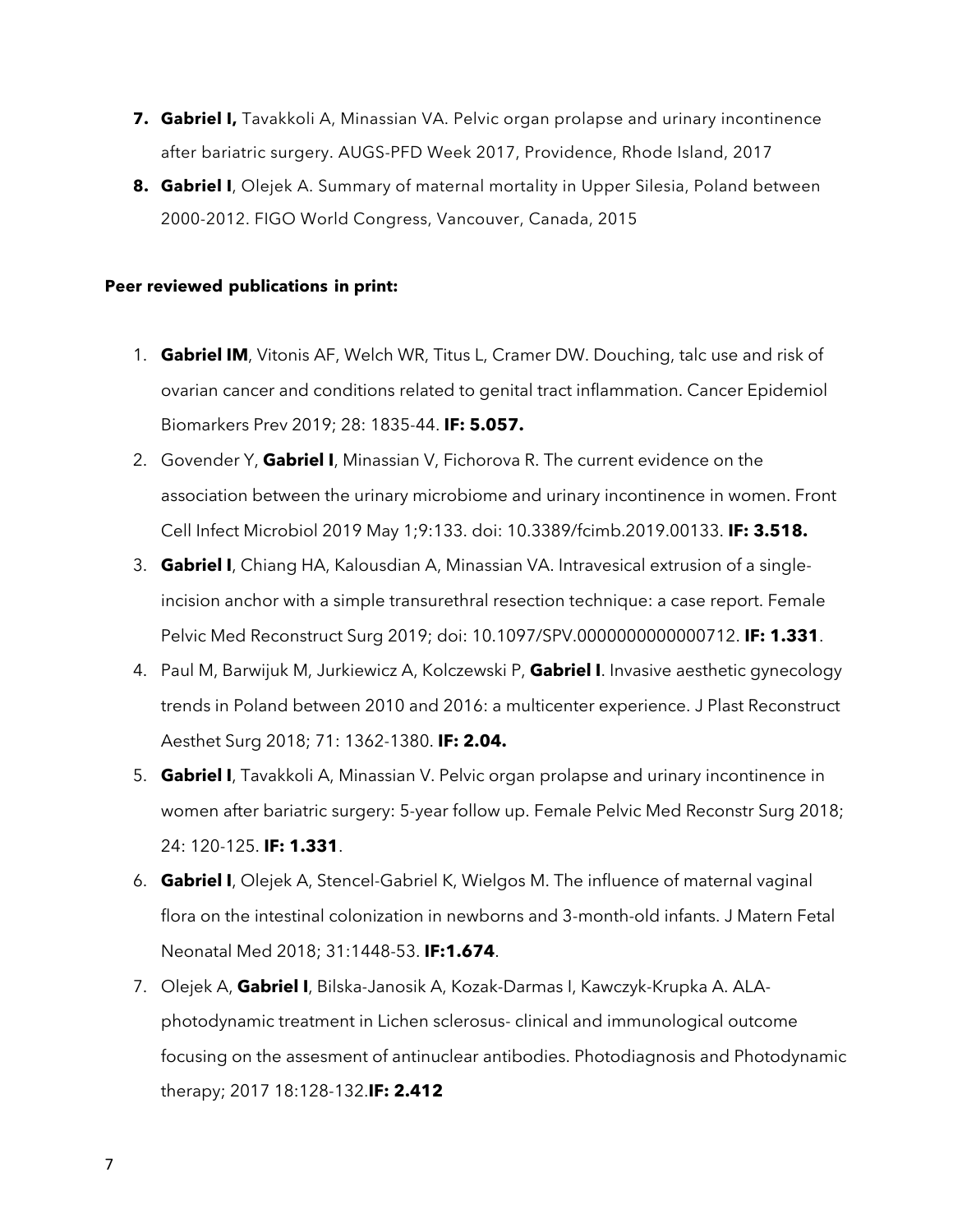7. **Gabriel I,** Tavakkoli A, Minassian VA. Pelvic organ prolapse and urinary incontinence after bariatric surgery. AUGS-PFD Week 2017, Providence, Rhode Island, 2017
8. **Gabriel I**, Olejek A. Summary of maternal mortality in Upper Silesia, Poland between 2000-2012. FIGO World Congress, Vancouver, Canada, 2015

**Peer reviewed publications in print:**

1. **Gabriel IM**, Vitonis AF, Welch WR, Titus L, Cramer DW. Douching, talc use and risk of ovarian cancer and conditions related to genital tract inflammation. Cancer Epidemiol Biomarkers Prev 2019; 28: 1835-44. **IF: 5.057.**
2. Govender Y, **Gabriel I**, Minassian V, Fichorova R. The current evidence on the association between the urinary microbiome and urinary incontinence in women. Front Cell Infect Microbiol 2019 May 1;9:133. doi: 10.3389/fcimb.2019.00133. **IF: 3.518.**
3. **Gabriel I**, Chiang HA, Kaloustian A, Minassian VA. Intravesical extrusion of a single-incision anchor with a simple transurethral resection technique: a case report. Female Pelvic Med Reconstruct Surg 2019; doi: 10.1097/SPV.0000000000000712. **IF: 1.331**.
4. Paul M, Barwijuk M, Jurkiewicz A, Kolczewski P, **Gabriel I**. Invasive aesthetic gynecology trends in Poland between 2010 and 2016: a multicenter experience. J Plast Reconstruct Aesthet Surg 2018; 71: 1362-1380. **IF: 2.04.**
5. **Gabriel I**, Tavakkoli A, Minassian V. Pelvic organ prolapse and urinary incontinence in women after bariatric surgery: 5-year follow up. Female Pelvic Med Reconstr Surg 2018; 24: 120-125. **IF: 1.331**.
6. **Gabriel I**, Olejek A, Stencel-Gabriel K, Wielgos M. The influence of maternal vaginal flora on the intestinal colonization in newborns and 3-month-old infants. J Matern Fetal Neonatal Med 2018; 31:1448-53. **IF:1.674**.
7. Olejek A, **Gabriel I**, Bilska-Janosik A, Kozak-Darmas I, Kawczyk-Krupka A. ALA-photodynamic treatment in Lichen sclerosus- clinical and immunological outcome focusing on the assesment of antinuclear antibodies. Photodiagnosis and Photodynamic therapy; 2017 18:128-132.**IF: 2.412**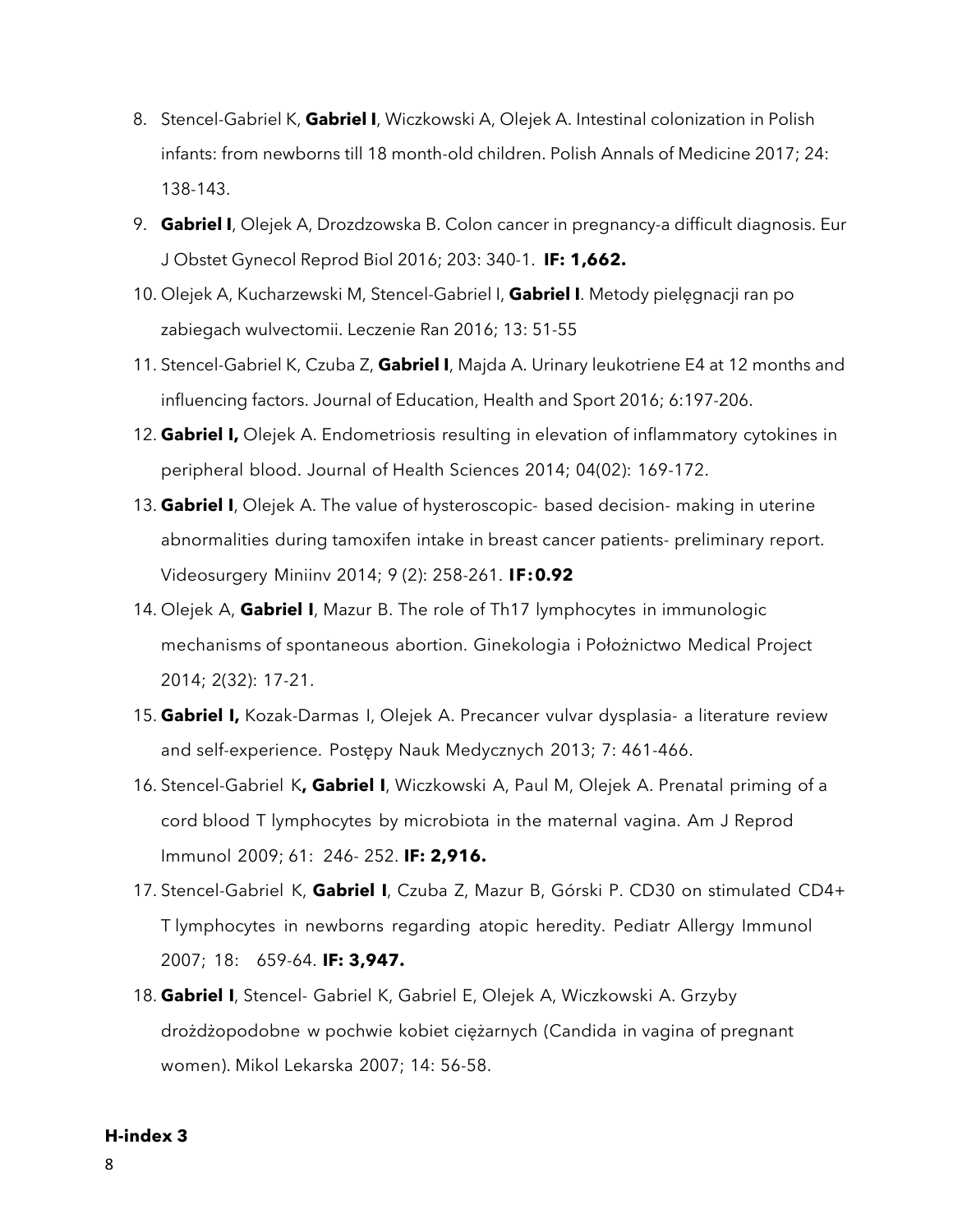8. Stencel-Gabriel K, **Gabriel I**, Wiczkowski A, Olejek A. Intestinal colonization in Polish infants: from newborns till 18 month-old children. Polish Annals of Medicine 2017; 24: 138-143.
9. **Gabriel I**, Olejek A, Drozdzowska B. Colon cancer in pregnancy-a difficult diagnosis. Eur J Obstet Gynecol Reprod Biol 2016; 203: 340-1. **IF: 1,662.**
10. Olejek A, Kucharzewski M, Stencel-Gabriel I, **Gabriel I**. Metody pielęgnacji ran po zabiegach wulvectomii. Leczenie Ran 2016; 13: 51-55
11. Stencel-Gabriel K, Czuba Z, **Gabriel I**, Majda A. Urinary leukotriene E4 at 12 months and influencing factors. Journal of Education, Health and Sport 2016; 6:197-206.
12. **Gabriel I,** Olejek A. Endometriosis resulting in elevation of inflammatory cytokines in peripheral blood. Journal of Health Sciences 2014; 04(02): 169-172.
13. **Gabriel I**, Olejek A. The value of hysteroscopic- based decision- making in uterine abnormalities during tamoxifen intake in breast cancer patients- preliminary report. Videosurgery Miniinv 2014; 9 (2): 258-261. **IF:0.92**
14. Olejek A, **Gabriel I**, Mazur B. The role of Th17 lymphocytes in immunologic mechanisms of spontaneous abortion. Ginekologia i Położnictwo Medical Project 2014; 2(32): 17-21.
15. **Gabriel I,** Kozak-Darmas I, Olejek A. Precancer vulvar dysplasia- a literature review and self-experience. Postępy Nauk Medycznych 2013; 7: 461-466.
16. Stencel-Gabriel K**, Gabriel I**, Wiczkowski A, Paul M, Olejek A. Prenatal priming of a cord blood T lymphocytes by microbiota in the maternal vagina. Am J Reprod Immunol 2009; 61: 246- 252. **IF: 2,916.**
17. Stencel-Gabriel K, **Gabriel I**, Czuba Z, Mazur B, Górski P. CD30 on stimulated CD4+ T lymphocytes in newborns regarding atopic heredity. Pediatr Allergy Immunol 2007; 18: 659-64. **IF: 3,947.**
18. **Gabriel I**, Stencel- Gabriel K, Gabriel E, Olejek A, Wiczkowski A. Grzyby drożdżopodobne w pochwie kobiet ciężarnych (Candida in vagina of pregnant women). Mikol Lekarska 2007; 14: 56-58.

**H-index 3**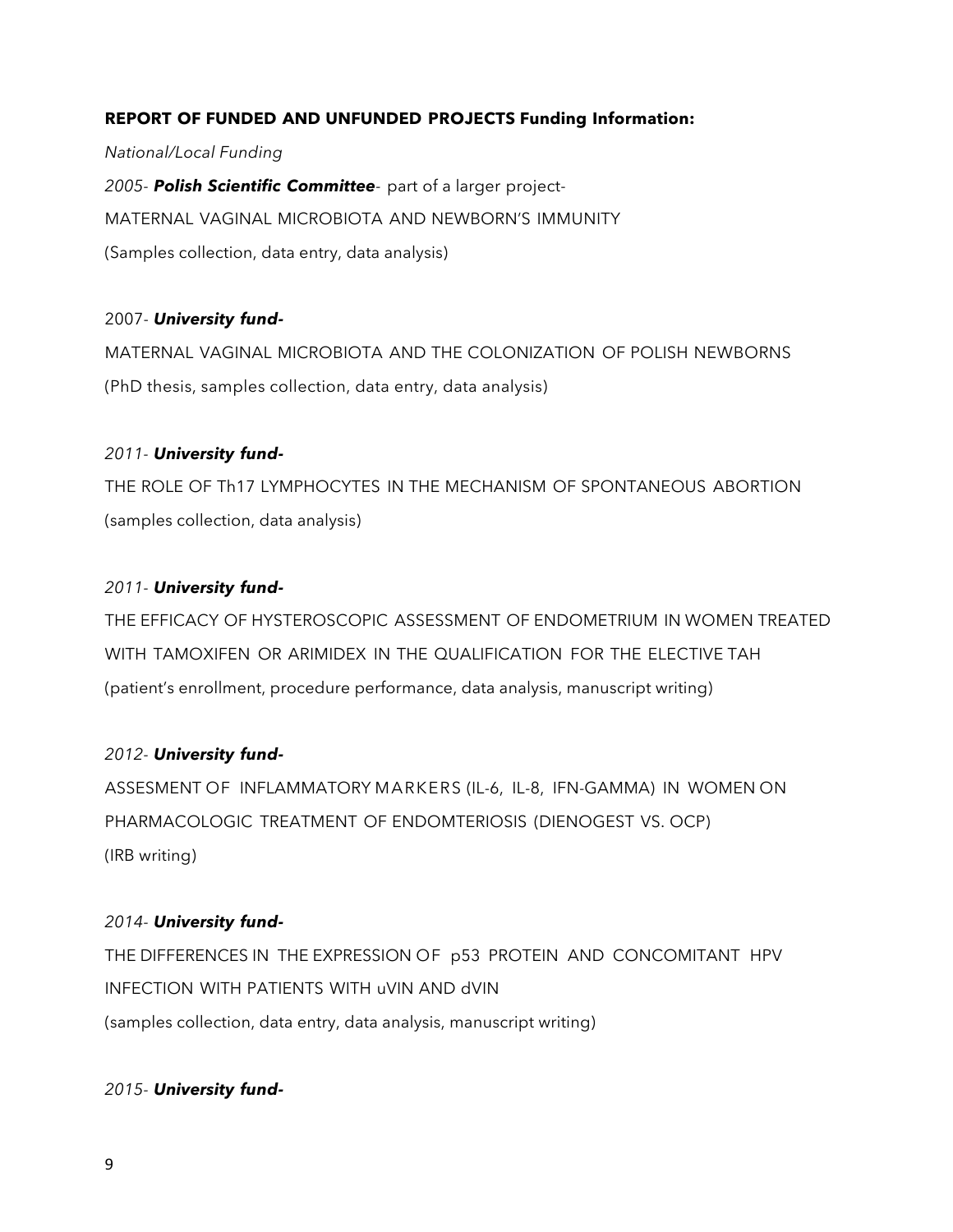**REPORT OF FUNDED AND UNFUNDED PROJECTS Funding Information:**

*National/Local Funding*

*2005- **Polish Scientific Committee***- part of a larger project-

MATERNAL VAGINAL MICROBIOTA AND NEWBORN'S IMMUNITY

(Samples collection, data entry, data analysis)

2007- ***University fund-***

MATERNAL VAGINAL MICROBIOTA AND THE COLONIZATION OF POLISH NEWBORNS

(PhD thesis, samples collection, data entry, data analysis)

*2011- **University fund-***

THE ROLE OF Th17 LYMPHOCYTES IN THE MECHANISM OF SPONTANEOUS ABORTION

(samples collection, data analysis)

*2011- **University fund-***

THE EFFICACY OF HYSTEROSCOPIC ASSESSMENT OF ENDOMETRIUM IN WOMEN TREATED WITH TAMOXIFEN OR ARIMIDEX IN THE QUALIFICATION FOR THE ELECTIVE TAH

(patient's enrollment, procedure performance, data analysis, manuscript writing)

*2012- **University fund-***

ASSESMENT OF INFLAMMATORY MARKERS (IL-6, IL-8, IFN-GAMMA) IN WOMEN ON PHARMACOLOGIC TREATMENT OF ENDOMTERIOSIS (DIENOGEST VS. OCP)

(IRB writing)

*2014- **University fund-***

THE DIFFERENCES IN THE EXPRESSION OF p53 PROTEIN AND CONCOMITANT HPV INFECTION WITH PATIENTS WITH uVIN AND dVIN

(samples collection, data entry, data analysis, manuscript writing)

*2015- **University fund-***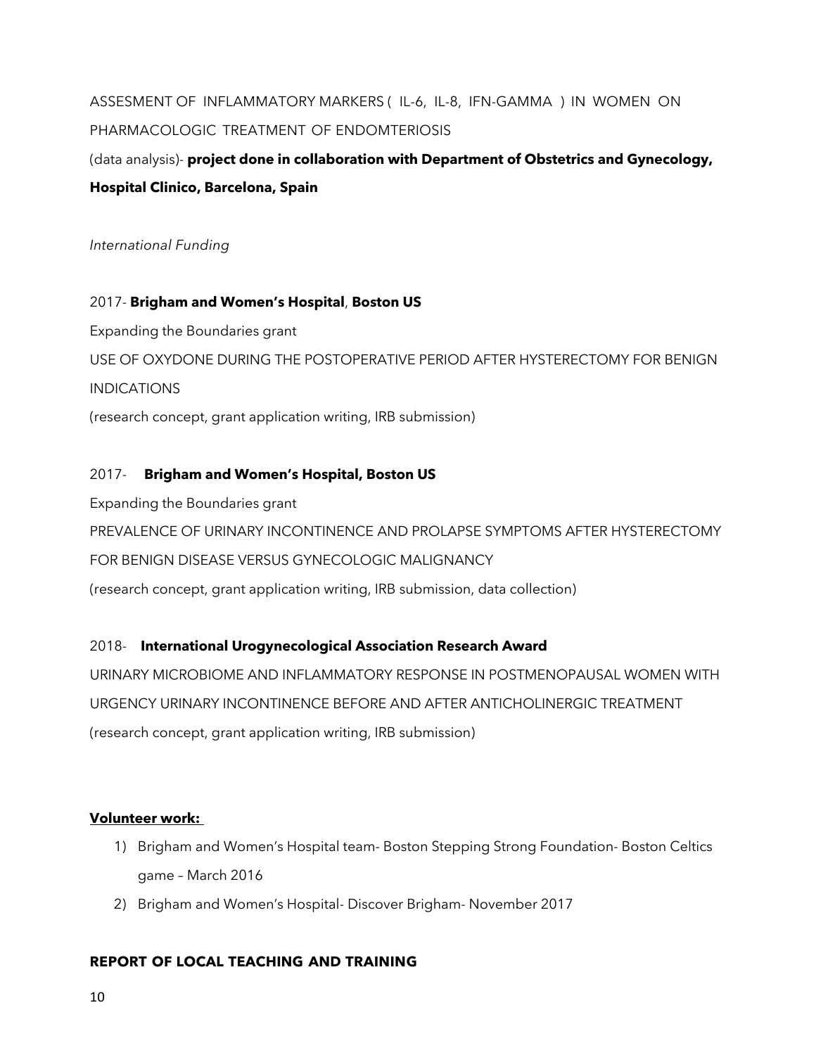ASSESMENT OF INFLAMMATORY MARKERS ( IL-6, IL-8, IFN-GAMMA ) IN WOMEN ON PHARMACOLOGIC TREATMENT OF ENDOMTERIOSIS

(data analysis)- **project done in collaboration with Department of Obstetrics and Gynecology, Hospital Clinico, Barcelona, Spain**

*International Funding*

2017- **Brigham and Women's Hospital**, **Boston US**

Expanding the Boundaries grant

USE OF OXYDONE DURING THE POSTOPERATIVE PERIOD AFTER HYSTERECTOMY FOR BENIGN INDICATIONS

(research concept, grant application writing, IRB submission)

2017- **Brigham and Women's Hospital, Boston US**

Expanding the Boundaries grant

PREVALENCE OF URINARY INCONTINENCE AND PROLAPSE SYMPTOMS AFTER HYSTERECTOMY FOR BENIGN DISEASE VERSUS GYNECOLOGIC MALIGNANCY

(research concept, grant application writing, IRB submission, data collection)

2018- **International Urogynecological Association Research Award**

URINARY MICROBIOME AND INFLAMMATORY RESPONSE IN POSTMENOPAUSAL WOMEN WITH URGENCY URINARY INCONTINENCE BEFORE AND AFTER ANTICHOLINERGIC TREATMENT

(research concept, grant application writing, IRB submission)

**Volunteer work:**

1) Brigham and Women's Hospital team- Boston Stepping Strong Foundation- Boston Celtics game – March 2016
2) Brigham and Women's Hospital- Discover Brigham- November 2017

**REPORT OF LOCAL TEACHING AND TRAINING**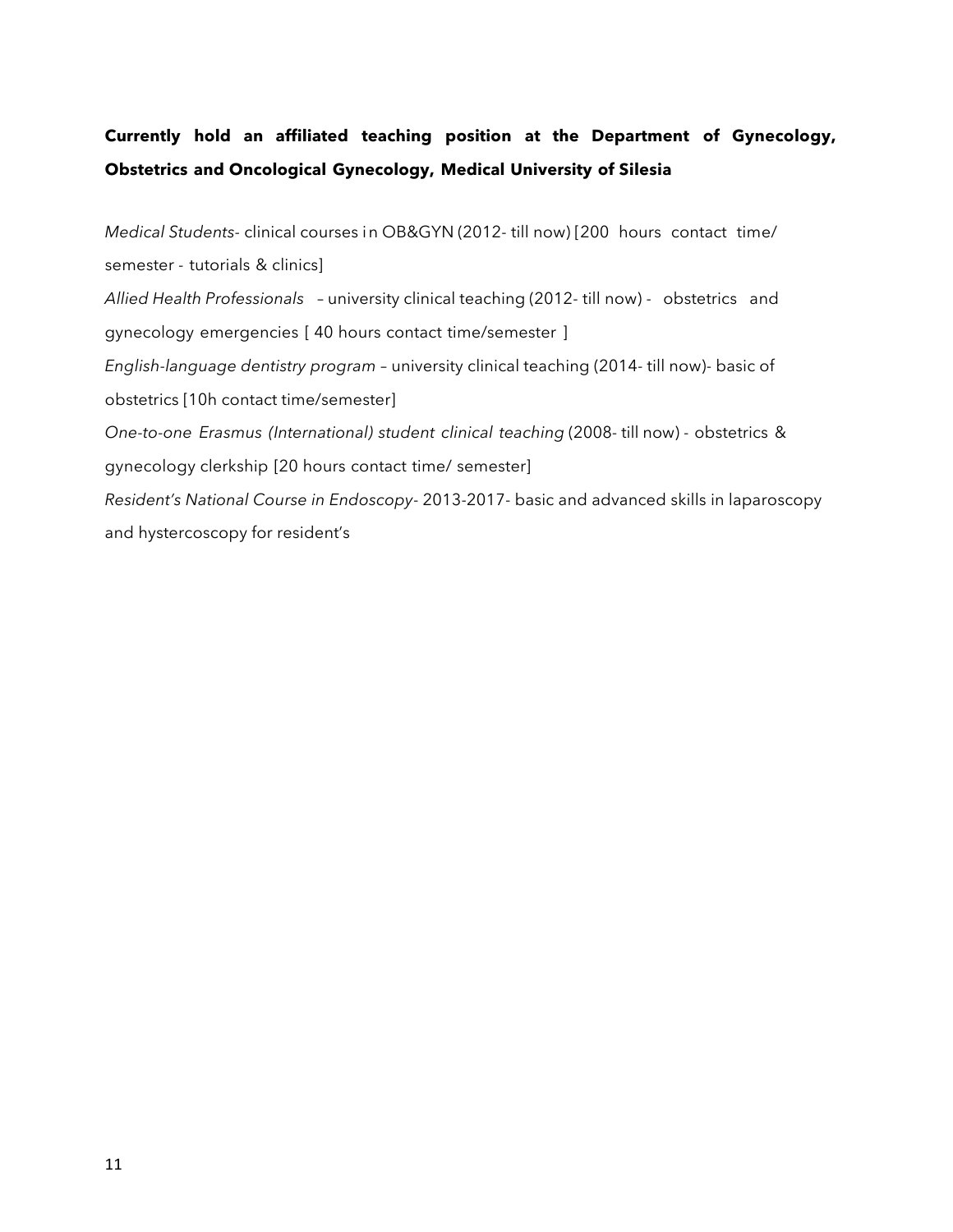**Currently hold an affiliated teaching position at the Department of Gynecology, Obstetrics and Oncological Gynecology, Medical University of Silesia**

*Medical Students*- clinical courses in OB&GYN (2012- till now) [200 hours contact time/ semester - tutorials & clinics]

*Allied Health Professionals* – university clinical teaching (2012- till now) - obstetrics and gynecology emergencies [ 40 hours contact time/semester ]

*English-language dentistry program* – university clinical teaching (2014- till now)- basic of obstetrics [10h contact time/semester]

*One-to-one Erasmus (International) student clinical teaching* (2008- till now) - obstetrics & gynecology clerkship [20 hours contact time/ semester]

*Resident's National Course in Endoscopy*- 2013-2017- basic and advanced skills in laparoscopy and hystercoscopy for resident's